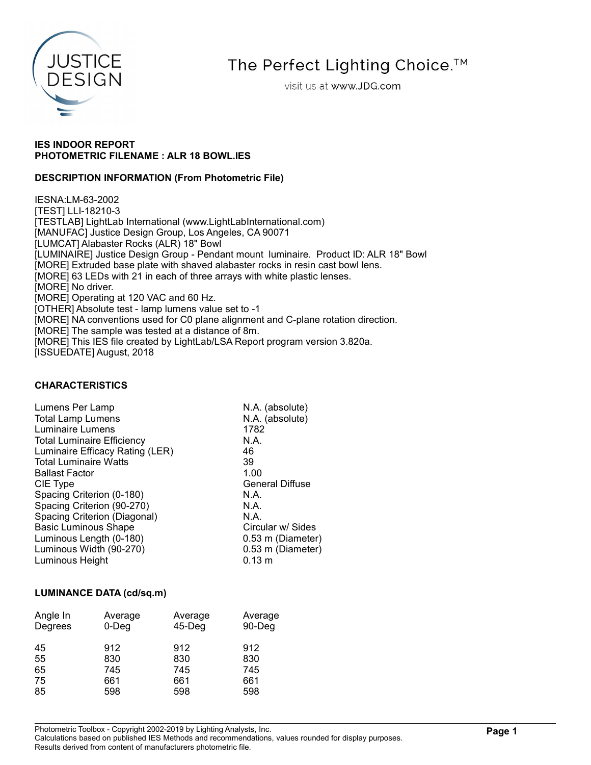The Perfect Lighting Choice.™

visit us at www.JDG.com

**IES INDOOR REPORT**
**PHOTOMETRIC FILENAME : ALR 18 BOWL.IES**

**DESCRIPTION INFORMATION (From Photometric File)**

IESNA:LM-63-2002
[TEST] LLI-18210-3
[TESTLAB] LightLab International (www.LightLabInternational.com)
[MANUFAC] Justice Design Group, Los Angeles, CA 90071
[LUMCAT] Alabaster Rocks (ALR) 18" Bowl
[LUMINAIRE] Justice Design Group - Pendant mount luminaire. Product ID: ALR 18" Bowl
[MORE] Extruded base plate with shaved alabaster rocks in resin cast bowl lens.
[MORE] 63 LEDs with 21 in each of three arrays with white plastic lenses.
[MORE] No driver.
[MORE] Operating at 120 VAC and 60 Hz.
[OTHER] Absolute test - lamp lumens value set to -1
[MORE] NA conventions used for C0 plane alignment and C-plane rotation direction.
[MORE] The sample was tested at a distance of 8m.
[MORE] This IES file created by LightLab/LSA Report program version 3.820a.
[ISSUEDATE] August, 2018

**CHARACTERISTICS**

| | |
|---|---|
| Lumens Per Lamp | N.A. (absolute) |
| Total Lamp Lumens | N.A. (absolute) |
| Luminaire Lumens | 1782 |
| Total Luminaire Efficiency | N.A. |
| Luminaire Efficacy Rating (LER) | 46 |
| Total Luminaire Watts | 39 |
| Ballast Factor | 1.00 |
| CIE Type | General Diffuse |
| Spacing Criterion (0-180) | N.A. |
| Spacing Criterion (90-270) | N.A. |
| Spacing Criterion (Diagonal) | N.A. |
| Basic Luminous Shape | Circular w/ Sides |
| Luminous Length (0-180) | 0.53 m (Diameter) |
| Luminous Width (90-270) | 0.53 m (Diameter) |
| Luminous Height | 0.13 m |

**LUMINANCE DATA (cd/sq.m)**

| Angle In Degrees | Average 0-Deg | Average 45-Deg | Average 90-Deg |
|---|---|---|---|
| 45 | 912 | 912 | 912 |
| 55 | 830 | 830 | 830 |
| 65 | 745 | 745 | 745 |
| 75 | 661 | 661 | 661 |
| 85 | 598 | 598 | 598 |

Photometric Toolbox - Copyright 2002-2019 by Lighting Analysts, Inc.
Calculations based on published IES Methods and recommendations, values rounded for display purposes.
Results derived from content of manufacturers photometric file.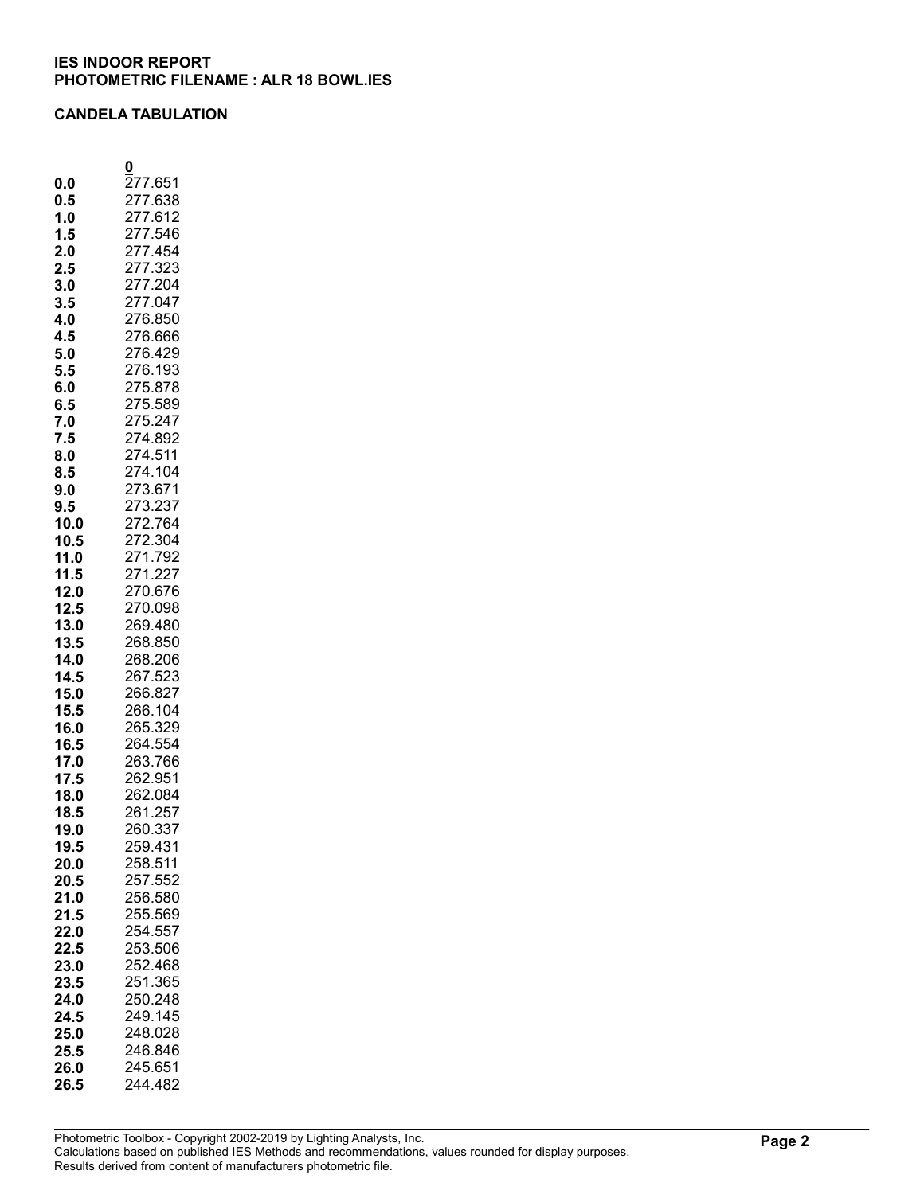**IES INDOOR REPORT**
**PHOTOMETRIC FILENAME : ALR 18 BOWL.IES**

**CANDELA TABULATION**

| | 0 |
|---|---|
| **0.0** | 277.651 |
| **0.5** | 277.638 |
| **1.0** | 277.612 |
| **1.5** | 277.546 |
| **2.0** | 277.454 |
| **2.5** | 277.323 |
| **3.0** | 277.204 |
| **3.5** | 277.047 |
| **4.0** | 276.850 |
| **4.5** | 276.666 |
| **5.0** | 276.429 |
| **5.5** | 276.193 |
| **6.0** | 275.878 |
| **6.5** | 275.589 |
| **7.0** | 275.247 |
| **7.5** | 274.892 |
| **8.0** | 274.511 |
| **8.5** | 274.104 |
| **9.0** | 273.671 |
| **9.5** | 273.237 |
| **10.0** | 272.764 |
| **10.5** | 272.304 |
| **11.0** | 271.792 |
| **11.5** | 271.227 |
| **12.0** | 270.676 |
| **12.5** | 270.098 |
| **13.0** | 269.480 |
| **13.5** | 268.850 |
| **14.0** | 268.206 |
| **14.5** | 267.523 |
| **15.0** | 266.827 |
| **15.5** | 266.104 |
| **16.0** | 265.329 |
| **16.5** | 264.554 |
| **17.0** | 263.766 |
| **17.5** | 262.951 |
| **18.0** | 262.084 |
| **18.5** | 261.257 |
| **19.0** | 260.337 |
| **19.5** | 259.431 |
| **20.0** | 258.511 |
| **20.5** | 257.552 |
| **21.0** | 256.580 |
| **21.5** | 255.569 |
| **22.0** | 254.557 |
| **22.5** | 253.506 |
| **23.0** | 252.468 |
| **23.5** | 251.365 |
| **24.0** | 250.248 |
| **24.5** | 249.145 |
| **25.0** | 248.028 |
| **25.5** | 246.846 |
| **26.0** | 245.651 |
| **26.5** | 244.482 |

Photometric Toolbox - Copyright 2002-2019 by Lighting Analysts, Inc.
Calculations based on published IES Methods and recommendations, values rounded for display purposes.
Results derived from content of manufacturers photometric file.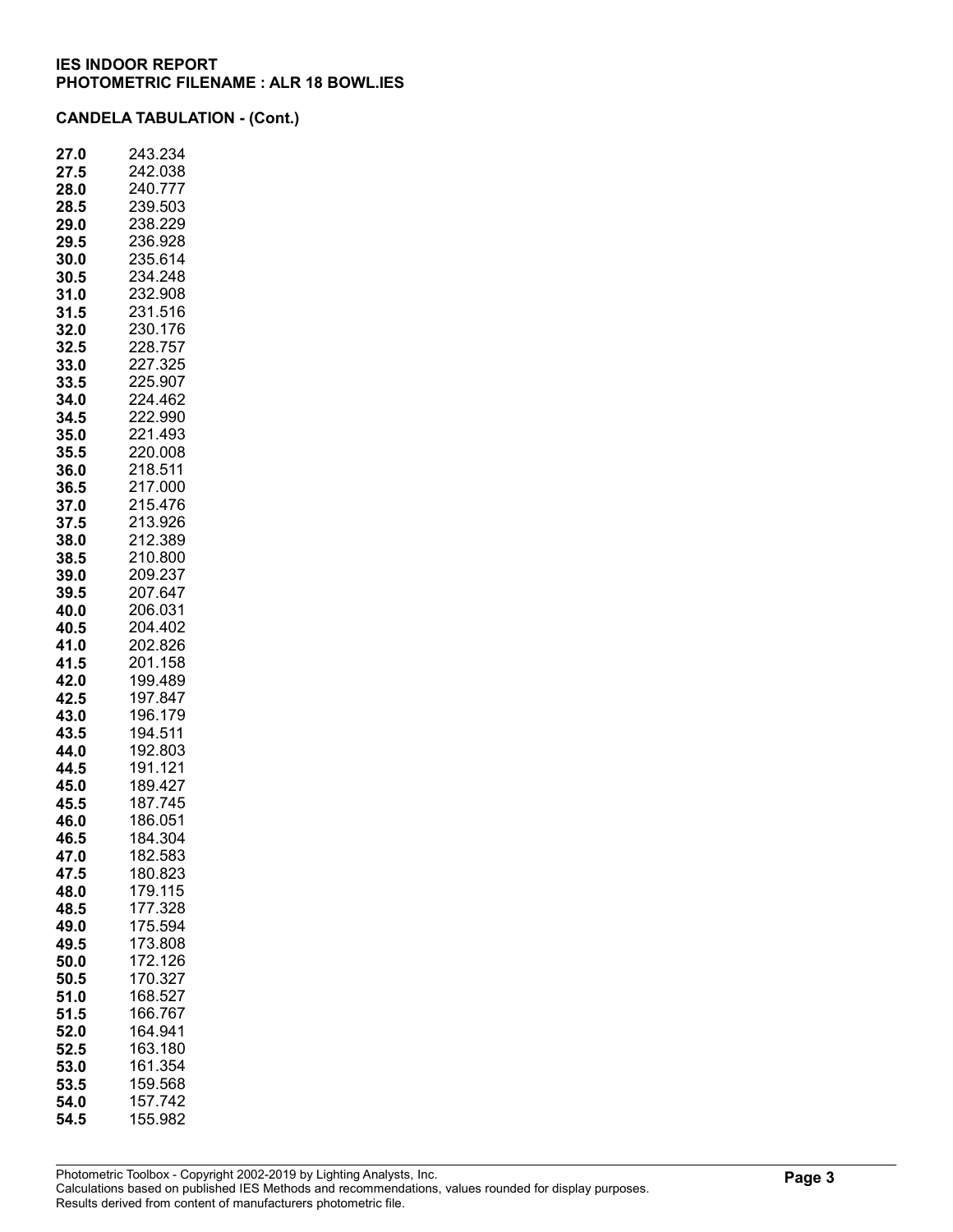**IES INDOOR REPORT**
**PHOTOMETRIC FILENAME : ALR 18 BOWL.IES**

**CANDELA TABULATION - (Cont.)**

| | |
|---|---|
| **27.0** | 243.234 |
| **27.5** | 242.038 |
| **28.0** | 240.777 |
| **28.5** | 239.503 |
| **29.0** | 238.229 |
| **29.5** | 236.928 |
| **30.0** | 235.614 |
| **30.5** | 234.248 |
| **31.0** | 232.908 |
| **31.5** | 231.516 |
| **32.0** | 230.176 |
| **32.5** | 228.757 |
| **33.0** | 227.325 |
| **33.5** | 225.907 |
| **34.0** | 224.462 |
| **34.5** | 222.990 |
| **35.0** | 221.493 |
| **35.5** | 220.008 |
| **36.0** | 218.511 |
| **36.5** | 217.000 |
| **37.0** | 215.476 |
| **37.5** | 213.926 |
| **38.0** | 212.389 |
| **38.5** | 210.800 |
| **39.0** | 209.237 |
| **39.5** | 207.647 |
| **40.0** | 206.031 |
| **40.5** | 204.402 |
| **41.0** | 202.826 |
| **41.5** | 201.158 |
| **42.0** | 199.489 |
| **42.5** | 197.847 |
| **43.0** | 196.179 |
| **43.5** | 194.511 |
| **44.0** | 192.803 |
| **44.5** | 191.121 |
| **45.0** | 189.427 |
| **45.5** | 187.745 |
| **46.0** | 186.051 |
| **46.5** | 184.304 |
| **47.0** | 182.583 |
| **47.5** | 180.823 |
| **48.0** | 179.115 |
| **48.5** | 177.328 |
| **49.0** | 175.594 |
| **49.5** | 173.808 |
| **50.0** | 172.126 |
| **50.5** | 170.327 |
| **51.0** | 168.527 |
| **51.5** | 166.767 |
| **52.0** | 164.941 |
| **52.5** | 163.180 |
| **53.0** | 161.354 |
| **53.5** | 159.568 |
| **54.0** | 157.742 |
| **54.5** | 155.982 |

Photometric Toolbox - Copyright 2002-2019 by Lighting Analysts, Inc.
Calculations based on published IES Methods and recommendations, values rounded for display purposes.
Results derived from content of manufacturers photometric file.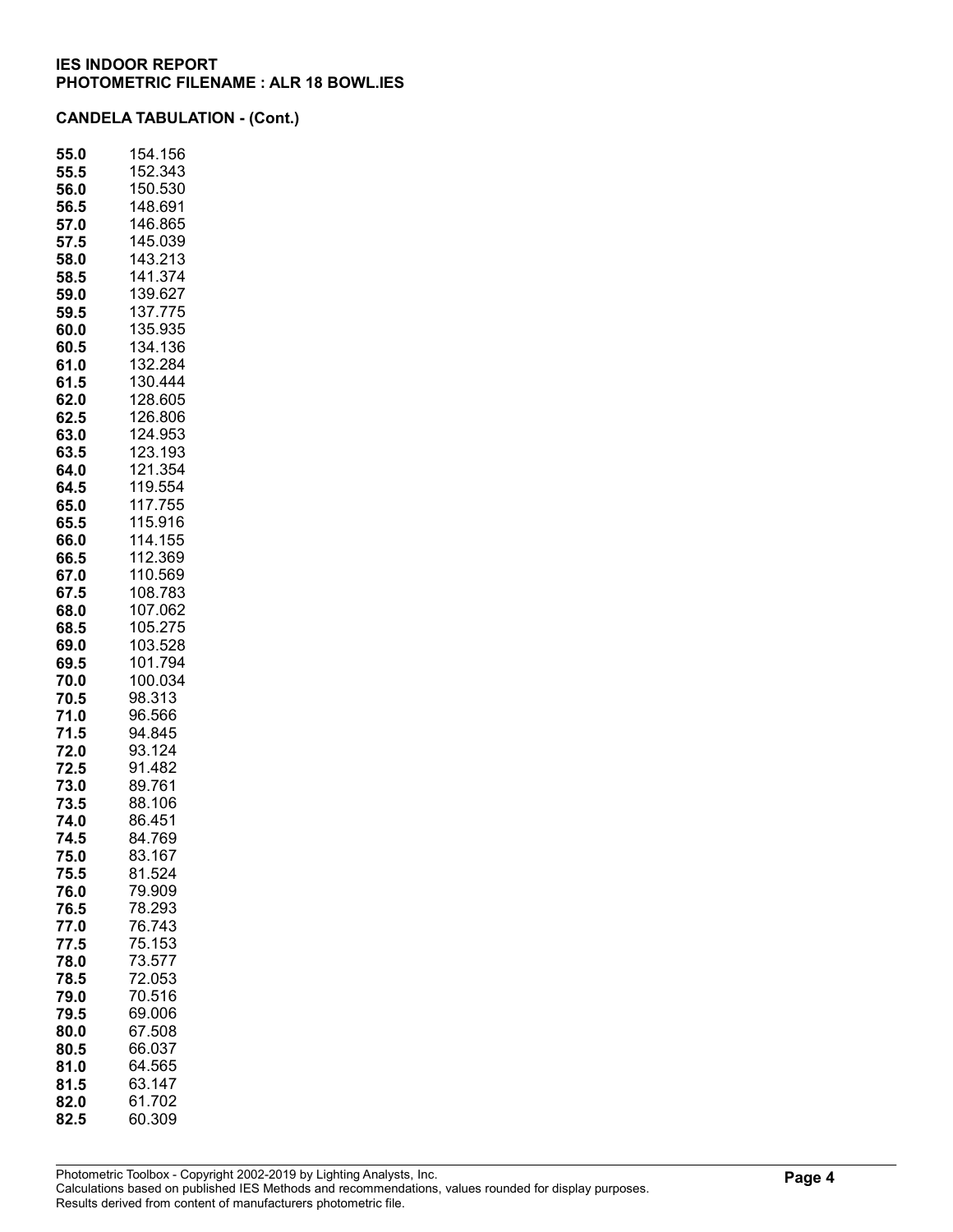**IES INDOOR REPORT**
**PHOTOMETRIC FILENAME : ALR 18 BOWL.IES**

**CANDELA TABULATION - (Cont.)**

| | |
|---|---|
| **55.0** | 154.156 |
| **55.5** | 152.343 |
| **56.0** | 150.530 |
| **56.5** | 148.691 |
| **57.0** | 146.865 |
| **57.5** | 145.039 |
| **58.0** | 143.213 |
| **58.5** | 141.374 |
| **59.0** | 139.627 |
| **59.5** | 137.775 |
| **60.0** | 135.935 |
| **60.5** | 134.136 |
| **61.0** | 132.284 |
| **61.5** | 130.444 |
| **62.0** | 128.605 |
| **62.5** | 126.806 |
| **63.0** | 124.953 |
| **63.5** | 123.193 |
| **64.0** | 121.354 |
| **64.5** | 119.554 |
| **65.0** | 117.755 |
| **65.5** | 115.916 |
| **66.0** | 114.155 |
| **66.5** | 112.369 |
| **67.0** | 110.569 |
| **67.5** | 108.783 |
| **68.0** | 107.062 |
| **68.5** | 105.275 |
| **69.0** | 103.528 |
| **69.5** | 101.794 |
| **70.0** | 100.034 |
| **70.5** | 98.313 |
| **71.0** | 96.566 |
| **71.5** | 94.845 |
| **72.0** | 93.124 |
| **72.5** | 91.482 |
| **73.0** | 89.761 |
| **73.5** | 88.106 |
| **74.0** | 86.451 |
| **74.5** | 84.769 |
| **75.0** | 83.167 |
| **75.5** | 81.524 |
| **76.0** | 79.909 |
| **76.5** | 78.293 |
| **77.0** | 76.743 |
| **77.5** | 75.153 |
| **78.0** | 73.577 |
| **78.5** | 72.053 |
| **79.0** | 70.516 |
| **79.5** | 69.006 |
| **80.0** | 67.508 |
| **80.5** | 66.037 |
| **81.0** | 64.565 |
| **81.5** | 63.147 |
| **82.0** | 61.702 |
| **82.5** | 60.309 |

Photometric Toolbox - Copyright 2002-2019 by Lighting Analysts, Inc.
Calculations based on published IES Methods and recommendations, values rounded for display purposes.
Results derived from content of manufacturers photometric file.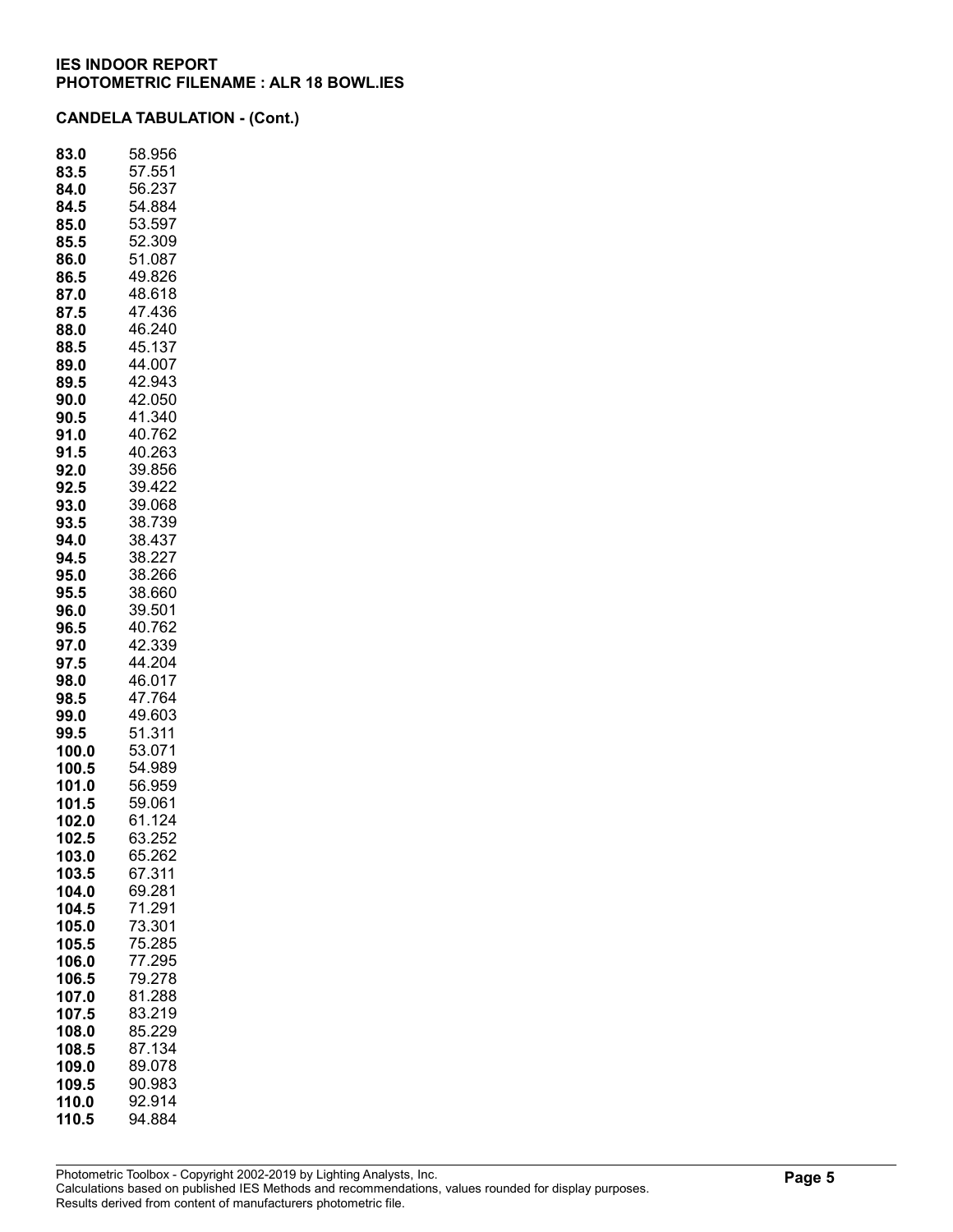**IES INDOOR REPORT**
**PHOTOMETRIC FILENAME : ALR 18 BOWL.IES**

**CANDELA TABULATION - (Cont.)**

| | |
|---|---|
| **83.0** | 58.956 |
| **83.5** | 57.551 |
| **84.0** | 56.237 |
| **84.5** | 54.884 |
| **85.0** | 53.597 |
| **85.5** | 52.309 |
| **86.0** | 51.087 |
| **86.5** | 49.826 |
| **87.0** | 48.618 |
| **87.5** | 47.436 |
| **88.0** | 46.240 |
| **88.5** | 45.137 |
| **89.0** | 44.007 |
| **89.5** | 42.943 |
| **90.0** | 42.050 |
| **90.5** | 41.340 |
| **91.0** | 40.762 |
| **91.5** | 40.263 |
| **92.0** | 39.856 |
| **92.5** | 39.422 |
| **93.0** | 39.068 |
| **93.5** | 38.739 |
| **94.0** | 38.437 |
| **94.5** | 38.227 |
| **95.0** | 38.266 |
| **95.5** | 38.660 |
| **96.0** | 39.501 |
| **96.5** | 40.762 |
| **97.0** | 42.339 |
| **97.5** | 44.204 |
| **98.0** | 46.017 |
| **98.5** | 47.764 |
| **99.0** | 49.603 |
| **99.5** | 51.311 |
| **100.0** | 53.071 |
| **100.5** | 54.989 |
| **101.0** | 56.959 |
| **101.5** | 59.061 |
| **102.0** | 61.124 |
| **102.5** | 63.252 |
| **103.0** | 65.262 |
| **103.5** | 67.311 |
| **104.0** | 69.281 |
| **104.5** | 71.291 |
| **105.0** | 73.301 |
| **105.5** | 75.285 |
| **106.0** | 77.295 |
| **106.5** | 79.278 |
| **107.0** | 81.288 |
| **107.5** | 83.219 |
| **108.0** | 85.229 |
| **108.5** | 87.134 |
| **109.0** | 89.078 |
| **109.5** | 90.983 |
| **110.0** | 92.914 |
| **110.5** | 94.884 |

Photometric Toolbox - Copyright 2002-2019 by Lighting Analysts, Inc.
Calculations based on published IES Methods and recommendations, values rounded for display purposes.
Results derived from content of manufacturers photometric file.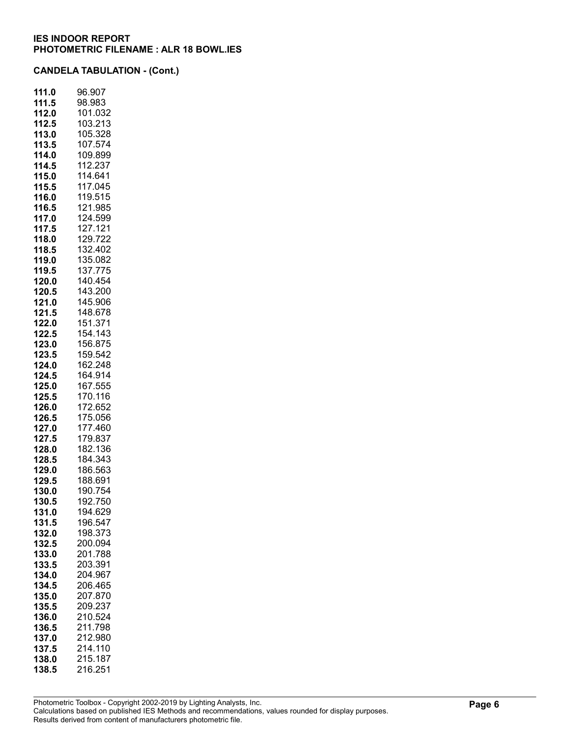**IES INDOOR REPORT**
**PHOTOMETRIC FILENAME : ALR 18 BOWL.IES**

**CANDELA TABULATION - (Cont.)**

| | |
|---|---|
| **111.0** | 96.907 |
| **111.5** | 98.983 |
| **112.0** | 101.032 |
| **112.5** | 103.213 |
| **113.0** | 105.328 |
| **113.5** | 107.574 |
| **114.0** | 109.899 |
| **114.5** | 112.237 |
| **115.0** | 114.641 |
| **115.5** | 117.045 |
| **116.0** | 119.515 |
| **116.5** | 121.985 |
| **117.0** | 124.599 |
| **117.5** | 127.121 |
| **118.0** | 129.722 |
| **118.5** | 132.402 |
| **119.0** | 135.082 |
| **119.5** | 137.775 |
| **120.0** | 140.454 |
| **120.5** | 143.200 |
| **121.0** | 145.906 |
| **121.5** | 148.678 |
| **122.0** | 151.371 |
| **122.5** | 154.143 |
| **123.0** | 156.875 |
| **123.5** | 159.542 |
| **124.0** | 162.248 |
| **124.5** | 164.914 |
| **125.0** | 167.555 |
| **125.5** | 170.116 |
| **126.0** | 172.652 |
| **126.5** | 175.056 |
| **127.0** | 177.460 |
| **127.5** | 179.837 |
| **128.0** | 182.136 |
| **128.5** | 184.343 |
| **129.0** | 186.563 |
| **129.5** | 188.691 |
| **130.0** | 190.754 |
| **130.5** | 192.750 |
| **131.0** | 194.629 |
| **131.5** | 196.547 |
| **132.0** | 198.373 |
| **132.5** | 200.094 |
| **133.0** | 201.788 |
| **133.5** | 203.391 |
| **134.0** | 204.967 |
| **134.5** | 206.465 |
| **135.0** | 207.870 |
| **135.5** | 209.237 |
| **136.0** | 210.524 |
| **136.5** | 211.798 |
| **137.0** | 212.980 |
| **137.5** | 214.110 |
| **138.0** | 215.187 |
| **138.5** | 216.251 |

Photometric Toolbox - Copyright 2002-2019 by Lighting Analysts, Inc.
Calculations based on published IES Methods and recommendations, values rounded for display purposes.
Results derived from content of manufacturers photometric file.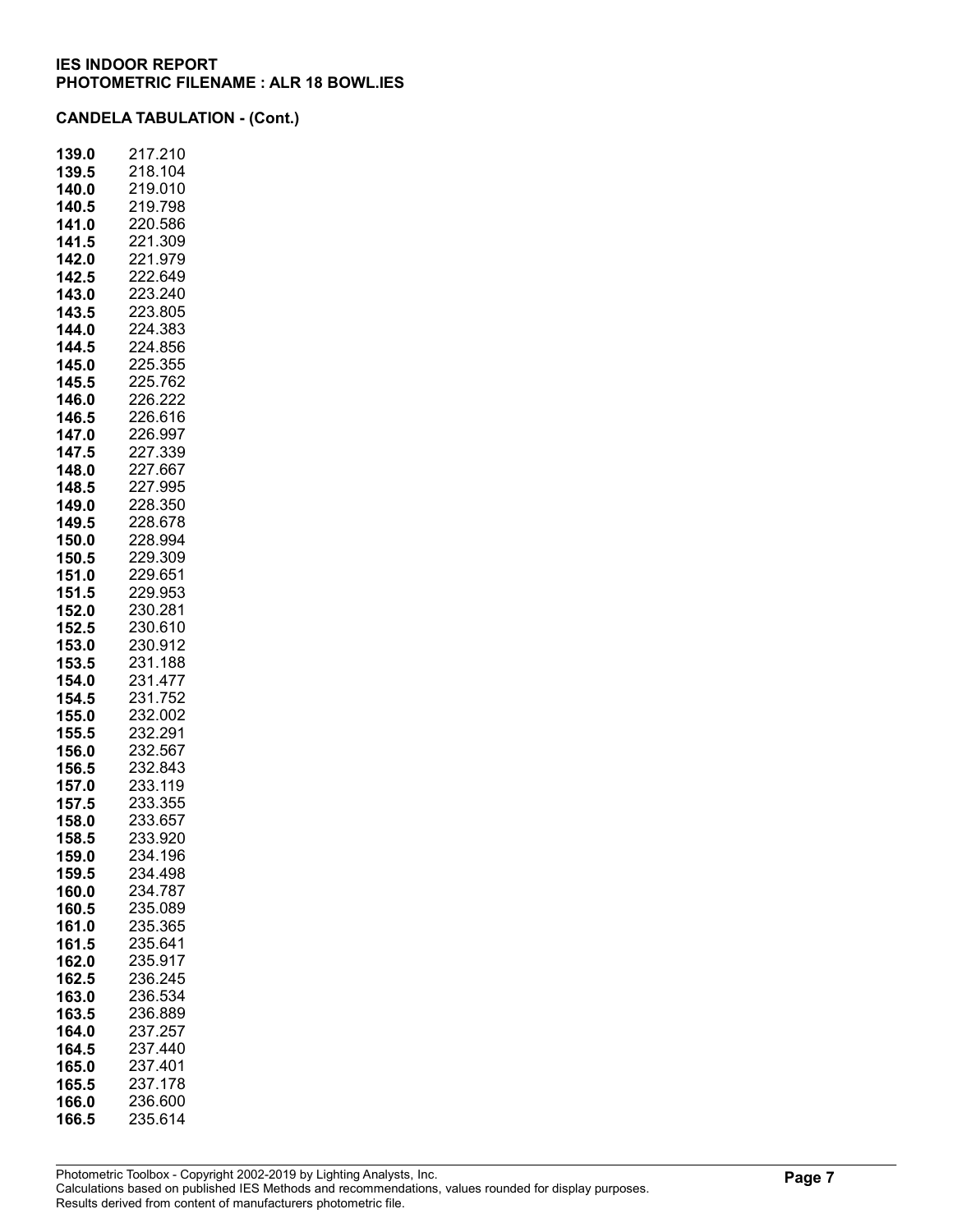**IES INDOOR REPORT**
**PHOTOMETRIC FILENAME : ALR 18 BOWL.IES**

**CANDELA TABULATION - (Cont.)**

| | |
|---|---|
| **139.0** | 217.210 |
| **139.5** | 218.104 |
| **140.0** | 219.010 |
| **140.5** | 219.798 |
| **141.0** | 220.586 |
| **141.5** | 221.309 |
| **142.0** | 221.979 |
| **142.5** | 222.649 |
| **143.0** | 223.240 |
| **143.5** | 223.805 |
| **144.0** | 224.383 |
| **144.5** | 224.856 |
| **145.0** | 225.355 |
| **145.5** | 225.762 |
| **146.0** | 226.222 |
| **146.5** | 226.616 |
| **147.0** | 226.997 |
| **147.5** | 227.339 |
| **148.0** | 227.667 |
| **148.5** | 227.995 |
| **149.0** | 228.350 |
| **149.5** | 228.678 |
| **150.0** | 228.994 |
| **150.5** | 229.309 |
| **151.0** | 229.651 |
| **151.5** | 229.953 |
| **152.0** | 230.281 |
| **152.5** | 230.610 |
| **153.0** | 230.912 |
| **153.5** | 231.188 |
| **154.0** | 231.477 |
| **154.5** | 231.752 |
| **155.0** | 232.002 |
| **155.5** | 232.291 |
| **156.0** | 232.567 |
| **156.5** | 232.843 |
| **157.0** | 233.119 |
| **157.5** | 233.355 |
| **158.0** | 233.657 |
| **158.5** | 233.920 |
| **159.0** | 234.196 |
| **159.5** | 234.498 |
| **160.0** | 234.787 |
| **160.5** | 235.089 |
| **161.0** | 235.365 |
| **161.5** | 235.641 |
| **162.0** | 235.917 |
| **162.5** | 236.245 |
| **163.0** | 236.534 |
| **163.5** | 236.889 |
| **164.0** | 237.257 |
| **164.5** | 237.440 |
| **165.0** | 237.401 |
| **165.5** | 237.178 |
| **166.0** | 236.600 |
| **166.5** | 235.614 |

Photometric Toolbox - Copyright 2002-2019 by Lighting Analysts, Inc.
Calculations based on published IES Methods and recommendations, values rounded for display purposes.
Results derived from content of manufacturers photometric file.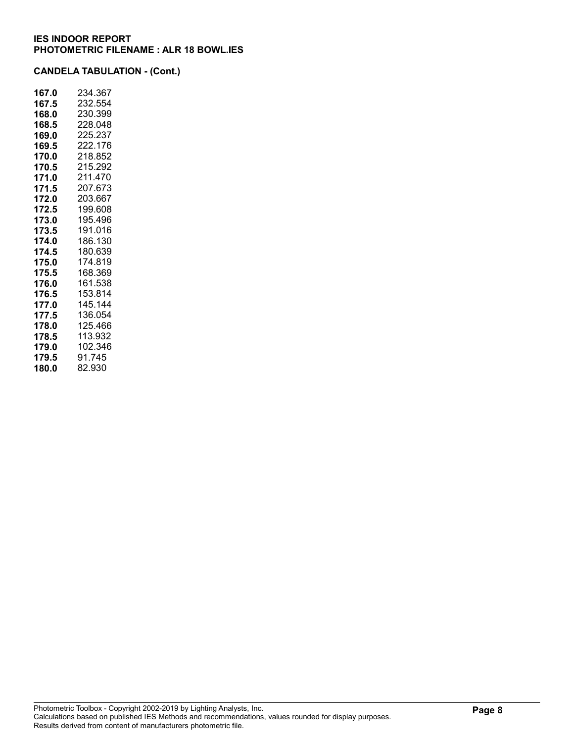**IES INDOOR REPORT**
**PHOTOMETRIC FILENAME : ALR 18 BOWL.IES**

**CANDELA TABULATION - (Cont.)**

| | |
|---|---|
| **167.0** | 234.367 |
| **167.5** | 232.554 |
| **168.0** | 230.399 |
| **168.5** | 228.048 |
| **169.0** | 225.237 |
| **169.5** | 222.176 |
| **170.0** | 218.852 |
| **170.5** | 215.292 |
| **171.0** | 211.470 |
| **171.5** | 207.673 |
| **172.0** | 203.667 |
| **172.5** | 199.608 |
| **173.0** | 195.496 |
| **173.5** | 191.016 |
| **174.0** | 186.130 |
| **174.5** | 180.639 |
| **175.0** | 174.819 |
| **175.5** | 168.369 |
| **176.0** | 161.538 |
| **176.5** | 153.814 |
| **177.0** | 145.144 |
| **177.5** | 136.054 |
| **178.0** | 125.466 |
| **178.5** | 113.932 |
| **179.0** | 102.346 |
| **179.5** | 91.745 |
| **180.0** | 82.930 |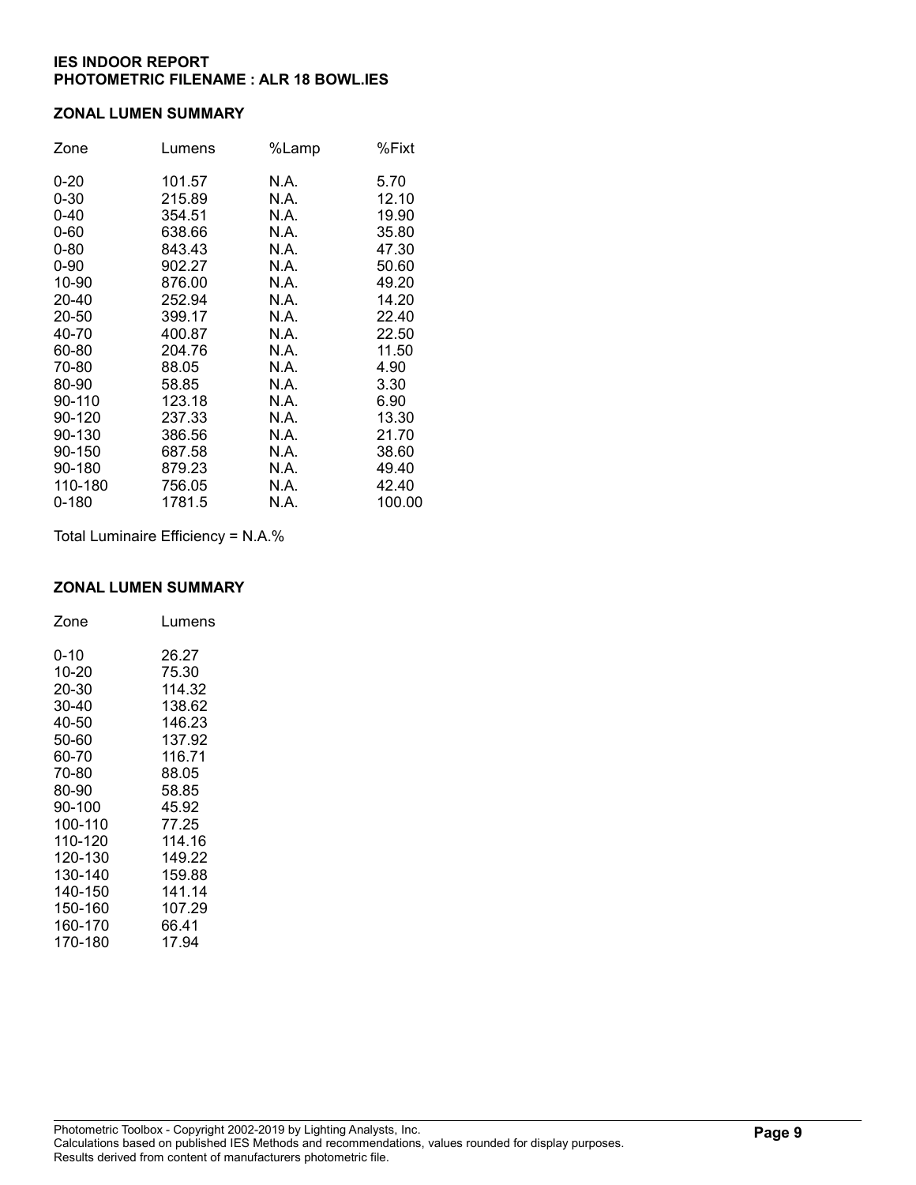**IES INDOOR REPORT**
**PHOTOMETRIC FILENAME : ALR 18 BOWL.IES**

## ZONAL LUMEN SUMMARY

| Zone | Lumens | %Lamp | %Fixt |
|---|---|---|---|
| 0-20 | 101.57 | N.A. | 5.70 |
| 0-30 | 215.89 | N.A. | 12.10 |
| 0-40 | 354.51 | N.A. | 19.90 |
| 0-60 | 638.66 | N.A. | 35.80 |
| 0-80 | 843.43 | N.A. | 47.30 |
| 0-90 | 902.27 | N.A. | 50.60 |
| 10-90 | 876.00 | N.A. | 49.20 |
| 20-40 | 252.94 | N.A. | 14.20 |
| 20-50 | 399.17 | N.A. | 22.40 |
| 40-70 | 400.87 | N.A. | 22.50 |
| 60-80 | 204.76 | N.A. | 11.50 |
| 70-80 | 88.05 | N.A. | 4.90 |
| 80-90 | 58.85 | N.A. | 3.30 |
| 90-110 | 123.18 | N.A. | 6.90 |
| 90-120 | 237.33 | N.A. | 13.30 |
| 90-130 | 386.56 | N.A. | 21.70 |
| 90-150 | 687.58 | N.A. | 38.60 |
| 90-180 | 879.23 | N.A. | 49.40 |
| 110-180 | 756.05 | N.A. | 42.40 |
| 0-180 | 1781.5 | N.A. | 100.00 |

Total Luminaire Efficiency = N.A.%

## ZONAL LUMEN SUMMARY

| Zone | Lumens |
|---|---|
| 0-10 | 26.27 |
| 10-20 | 75.30 |
| 20-30 | 114.32 |
| 30-40 | 138.62 |
| 40-50 | 146.23 |
| 50-60 | 137.92 |
| 60-70 | 116.71 |
| 70-80 | 88.05 |
| 80-90 | 58.85 |
| 90-100 | 45.92 |
| 100-110 | 77.25 |
| 110-120 | 114.16 |
| 120-130 | 149.22 |
| 130-140 | 159.88 |
| 140-150 | 141.14 |
| 150-160 | 107.29 |
| 160-170 | 66.41 |
| 170-180 | 17.94 |

Photometric Toolbox - Copyright 2002-2019 by Lighting Analysts, Inc.
Calculations based on published IES Methods and recommendations, values rounded for display purposes.
Results derived from content of manufacturers photometric file.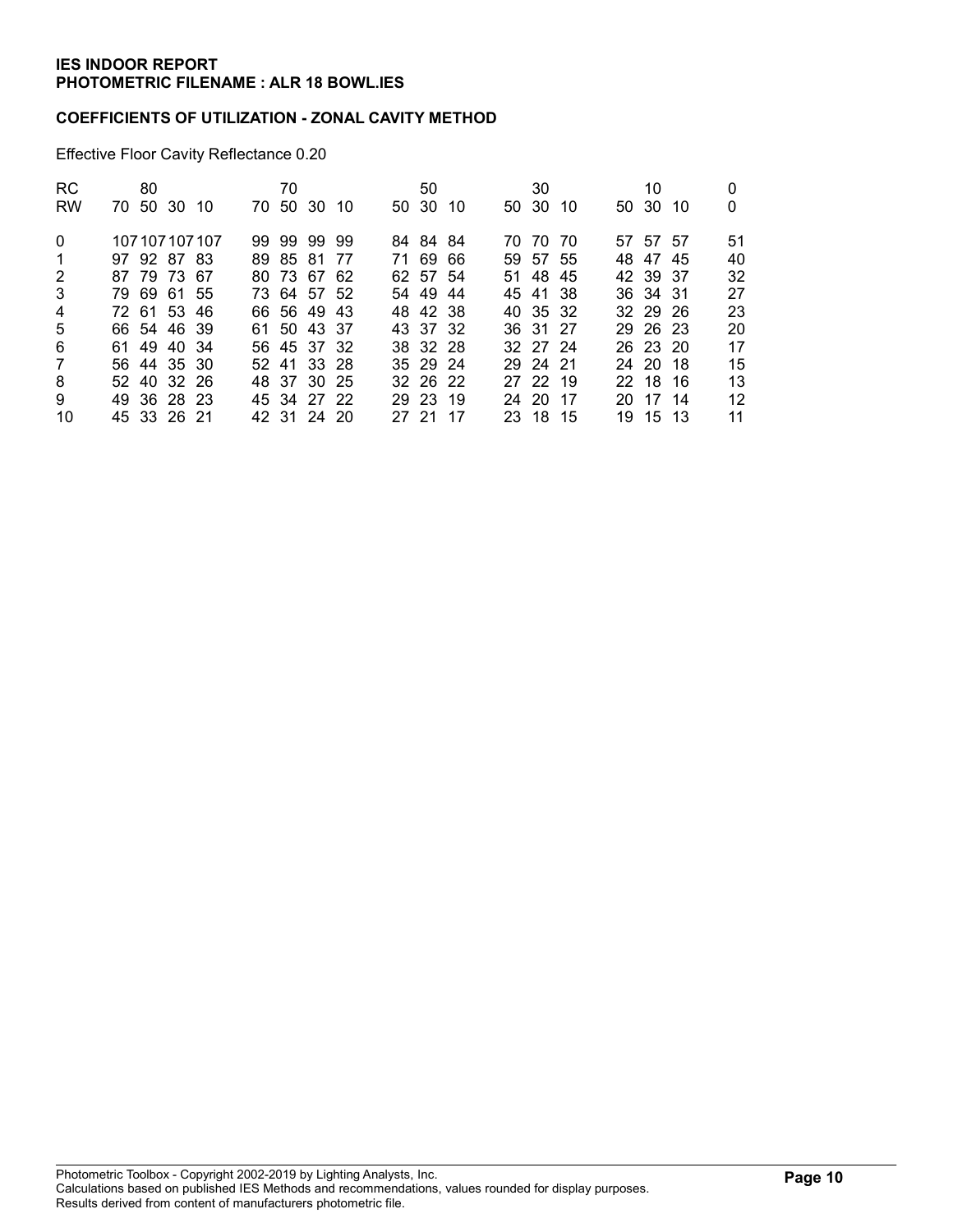**IES INDOOR REPORT**
**PHOTOMETRIC FILENAME : ALR 18 BOWL.IES**

**COEFFICIENTS OF UTILIZATION - ZONAL CAVITY METHOD**

Effective Floor Cavity Reflectance 0.20

| RC | 80 | | | | 70 | | | | 50 | | | 30 | | | 10 | | | 0 |
|---|---|---|---|---|---|---|---|---|---|---|---|---|---|---|---|---|---|---|
| RW | 70 | 50 | 30 | 10 | 70 | 50 | 30 | 10 | 50 | 30 | 10 | 50 | 30 | 10 | 50 | 30 | 10 | 0 |
| 0 | 107 | 107 | 107 | 107 | 99 | 99 | 99 | 99 | 84 | 84 | 84 | 70 | 70 | 70 | 57 | 57 | 57 | 51 |
| 1 | 97 | 92 | 87 | 83 | 89 | 85 | 81 | 77 | 71 | 69 | 66 | 59 | 57 | 55 | 48 | 47 | 45 | 40 |
| 2 | 87 | 79 | 73 | 67 | 80 | 73 | 67 | 62 | 62 | 57 | 54 | 51 | 48 | 45 | 42 | 39 | 37 | 32 |
| 3 | 79 | 69 | 61 | 55 | 73 | 64 | 57 | 52 | 54 | 49 | 44 | 45 | 41 | 38 | 36 | 34 | 31 | 27 |
| 4 | 72 | 61 | 53 | 46 | 66 | 56 | 49 | 43 | 48 | 42 | 38 | 40 | 35 | 32 | 32 | 29 | 26 | 23 |
| 5 | 66 | 54 | 46 | 39 | 61 | 50 | 43 | 37 | 43 | 37 | 32 | 36 | 31 | 27 | 29 | 26 | 23 | 20 |
| 6 | 61 | 49 | 40 | 34 | 56 | 45 | 37 | 32 | 38 | 32 | 28 | 32 | 27 | 24 | 26 | 23 | 20 | 17 |
| 7 | 56 | 44 | 35 | 30 | 52 | 41 | 33 | 28 | 35 | 29 | 24 | 29 | 24 | 21 | 24 | 20 | 18 | 15 |
| 8 | 52 | 40 | 32 | 26 | 48 | 37 | 30 | 25 | 32 | 26 | 22 | 27 | 22 | 19 | 22 | 18 | 16 | 13 |
| 9 | 49 | 36 | 28 | 23 | 45 | 34 | 27 | 22 | 29 | 23 | 19 | 24 | 20 | 17 | 20 | 17 | 14 | 12 |
| 10 | 45 | 33 | 26 | 21 | 42 | 31 | 24 | 20 | 27 | 21 | 17 | 23 | 18 | 15 | 19 | 15 | 13 | 11 |

Photometric Toolbox - Copyright 2002-2019 by Lighting Analysts, Inc.
Calculations based on published IES Methods and recommendations, values rounded for display purposes.
Results derived from content of manufacturers photometric file.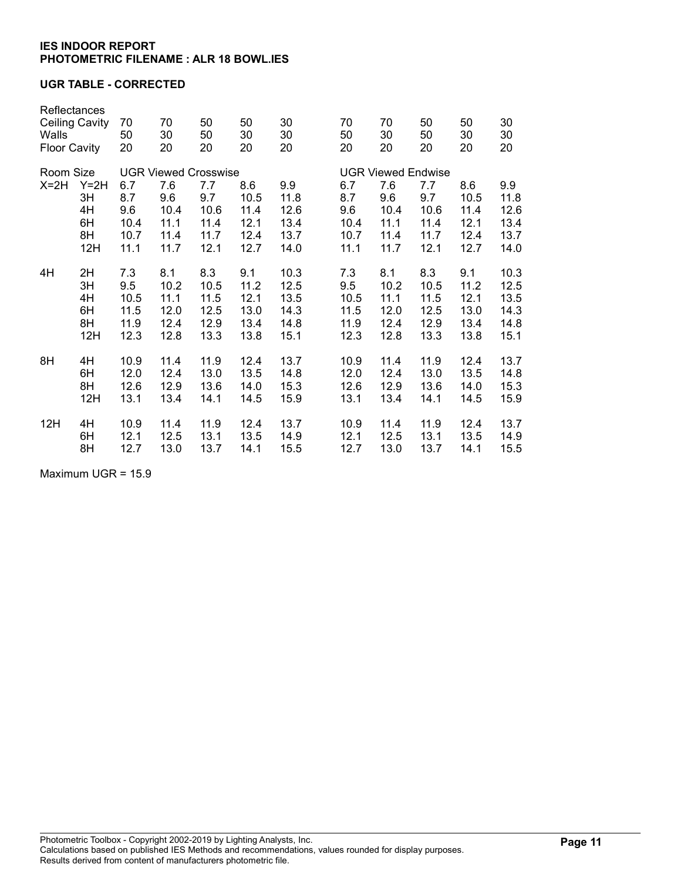**IES INDOOR REPORT**
**PHOTOMETRIC FILENAME : ALR 18 BOWL.IES**

**UGR TABLE - CORRECTED**

| Reflectances | | | | | | | | | | | |
|---|---|---|---|---|---|---|---|---|---|---|---|
| Ceiling Cavity | | 70 | 70 | 50 | 50 | 30 | 70 | 70 | 50 | 50 | 30 |
| Walls | | 50 | 30 | 50 | 30 | 30 | 50 | 30 | 50 | 30 | 30 |
| Floor Cavity | | 20 | 20 | 20 | 20 | 20 | 20 | 20 | 20 | 20 | 20 |
| Room Size | | UGR Viewed Crosswise | | | | | UGR Viewed Endwise | | | | |
| X=2H | Y=2H | 6.7 | 7.6 | 7.7 | 8.6 | 9.9 | 6.7 | 7.6 | 7.7 | 8.6 | 9.9 |
| | 3H | 8.7 | 9.6 | 9.7 | 10.5 | 11.8 | 8.7 | 9.6 | 9.7 | 10.5 | 11.8 |
| | 4H | 9.6 | 10.4 | 10.6 | 11.4 | 12.6 | 9.6 | 10.4 | 10.6 | 11.4 | 12.6 |
| | 6H | 10.4 | 11.1 | 11.4 | 12.1 | 13.4 | 10.4 | 11.1 | 11.4 | 12.1 | 13.4 |
| | 8H | 10.7 | 11.4 | 11.7 | 12.4 | 13.7 | 10.7 | 11.4 | 11.7 | 12.4 | 13.7 |
| | 12H | 11.1 | 11.7 | 12.1 | 12.7 | 14.0 | 11.1 | 11.7 | 12.1 | 12.7 | 14.0 |
| 4H | 2H | 7.3 | 8.1 | 8.3 | 9.1 | 10.3 | 7.3 | 8.1 | 8.3 | 9.1 | 10.3 |
| | 3H | 9.5 | 10.2 | 10.5 | 11.2 | 12.5 | 9.5 | 10.2 | 10.5 | 11.2 | 12.5 |
| | 4H | 10.5 | 11.1 | 11.5 | 12.1 | 13.5 | 10.5 | 11.1 | 11.5 | 12.1 | 13.5 |
| | 6H | 11.5 | 12.0 | 12.5 | 13.0 | 14.3 | 11.5 | 12.0 | 12.5 | 13.0 | 14.3 |
| | 8H | 11.9 | 12.4 | 12.9 | 13.4 | 14.8 | 11.9 | 12.4 | 12.9 | 13.4 | 14.8 |
| | 12H | 12.3 | 12.8 | 13.3 | 13.8 | 15.1 | 12.3 | 12.8 | 13.3 | 13.8 | 15.1 |
| 8H | 4H | 10.9 | 11.4 | 11.9 | 12.4 | 13.7 | 10.9 | 11.4 | 11.9 | 12.4 | 13.7 |
| | 6H | 12.0 | 12.4 | 13.0 | 13.5 | 14.8 | 12.0 | 12.4 | 13.0 | 13.5 | 14.8 |
| | 8H | 12.6 | 12.9 | 13.6 | 14.0 | 15.3 | 12.6 | 12.9 | 13.6 | 14.0 | 15.3 |
| | 12H | 13.1 | 13.4 | 14.1 | 14.5 | 15.9 | 13.1 | 13.4 | 14.1 | 14.5 | 15.9 |
| 12H | 4H | 10.9 | 11.4 | 11.9 | 12.4 | 13.7 | 10.9 | 11.4 | 11.9 | 12.4 | 13.7 |
| | 6H | 12.1 | 12.5 | 13.1 | 13.5 | 14.9 | 12.1 | 12.5 | 13.1 | 13.5 | 14.9 |
| | 8H | 12.7 | 13.0 | 13.7 | 14.1 | 15.5 | 12.7 | 13.0 | 13.7 | 14.1 | 15.5 |

Maximum UGR = 15.9

Photometric Toolbox - Copyright 2002-2019 by Lighting Analysts, Inc.
Calculations based on published IES Methods and recommendations, values rounded for display purposes.
Results derived from content of manufacturers photometric file.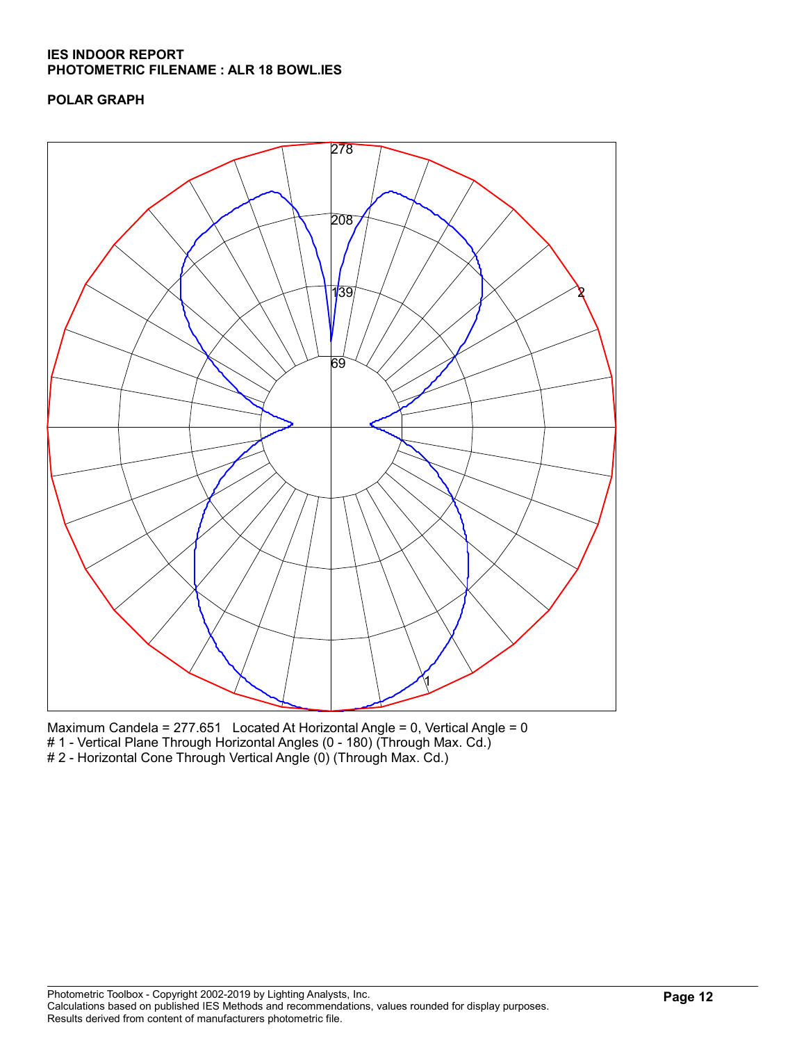**IES INDOOR REPORT**
**PHOTOMETRIC FILENAME : ALR 18 BOWL.IES**

**POLAR GRAPH**

278
208
139
69
2
1

Maximum Candela = 277.651 Located At Horizontal Angle = 0, Vertical Angle = 0
# 1 - Vertical Plane Through Horizontal Angles (0 - 180) (Through Max. Cd.)
# 2 - Horizontal Cone Through Vertical Angle (0) (Through Max. Cd.)

Photometric Toolbox - Copyright 2002-2019 by Lighting Analysts, Inc.
Calculations based on published IES Methods and recommendations, values rounded for display purposes.
Results derived from content of manufacturers photometric file.